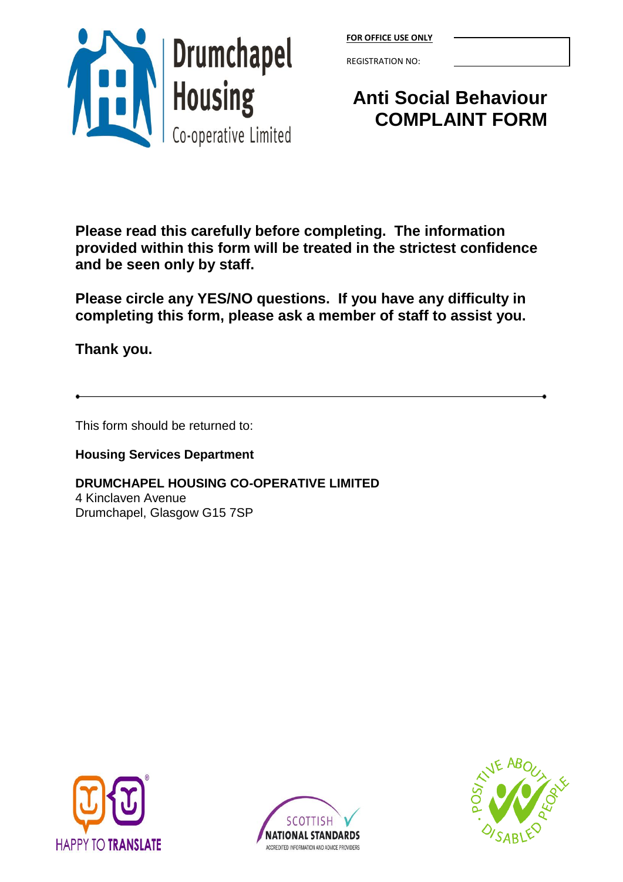Drumchapel Housing Co-operative Limited

**FOR OFFICE USE ONLY**

REGISTRATION NO:

# Anti Social Behaviour COMPLAINT FORM

**Please read this carefully before completing. The information provided within this form will be treated in the strictest confidence and be seen only by staff.**

**Please circle any YES/NO questions. If you have any difficulty in completing this form, please ask a member of staff to assist you.**

**Thank you.**

---

This form should be returned to:

**Housing Services Department**

**DRUMCHAPEL HOUSING CO-OPERATIVE LIMITED**
4 Kinclaven Avenue
Drumchapel, Glasgow G15 7SP

HAPPY TO TRANSLATE

SCOTTISH NATIONAL STANDARDS
ACCREDITED INFORMATION AND ADVICE PROVIDERS

POSITIVE ABOUT DISABLED PEOPLE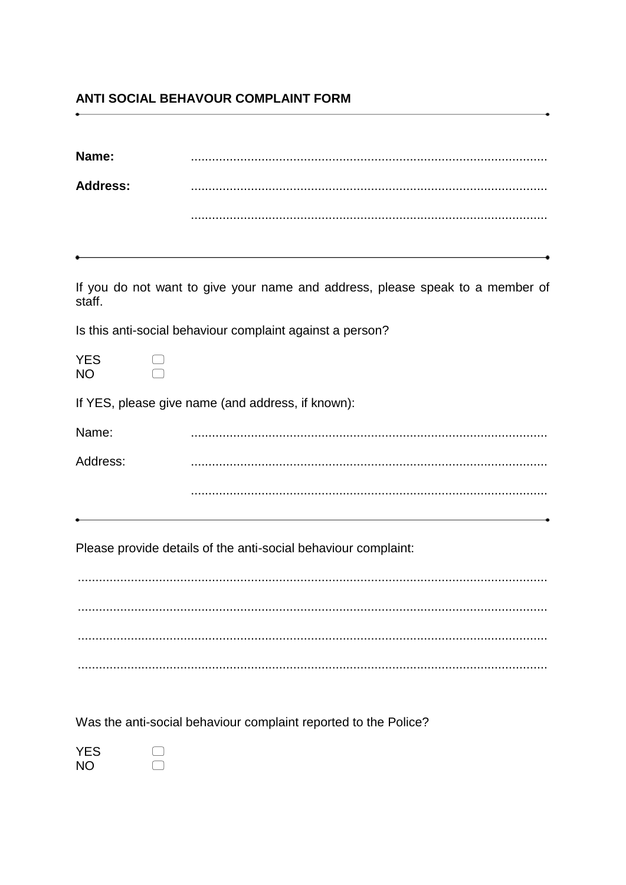**ANTI SOCIAL BEHAVOUR COMPLAINT FORM**

---

**Name:** ...................................................................................................

**Address:** ...................................................................................................

...................................................................................................

---

If you do not want to give your name and address, please speak to a member of staff.

Is this anti-social behaviour complaint against a person?

YES ☐
NO ☐

If YES, please give name (and address, if known):

Name: ...................................................................................................

Address: ...................................................................................................

...................................................................................................

---

Please provide details of the anti-social behaviour complaint:

...................................................................................................................................

...................................................................................................................................

...................................................................................................................................

...................................................................................................................................

Was the anti-social behaviour complaint reported to the Police?

YES ☐
NO ☐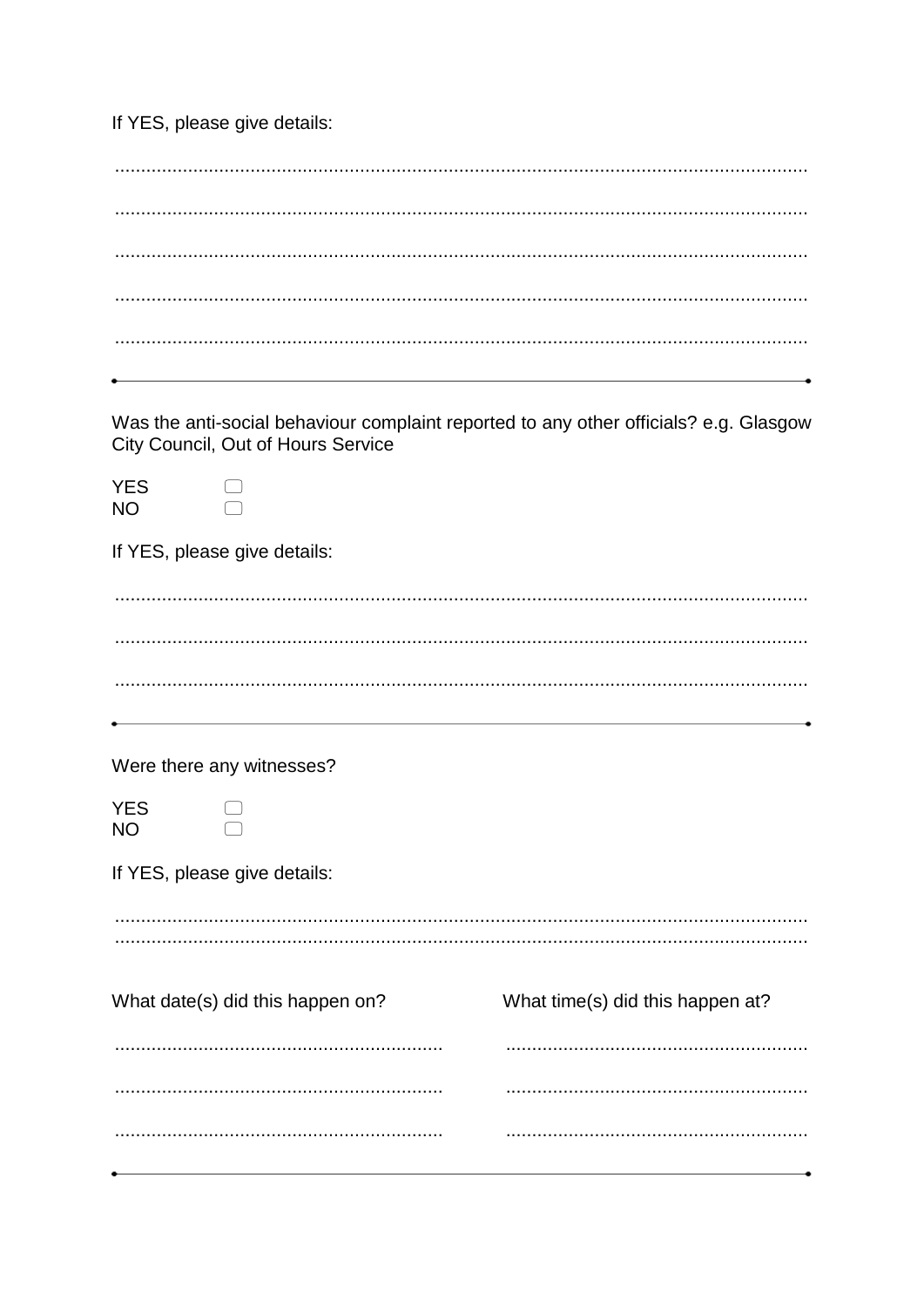If YES, please give details:

.......................................................................................................................................

.......................................................................................................................................

.......................................................................................................................................

.......................................................................................................................................

.......................................................................................................................................

---

Was the anti-social behaviour complaint reported to any other officials? e.g. Glasgow City Council, Out of Hours Service

YES ☐
NO ☐

If YES, please give details:

.......................................................................................................................................

.......................................................................................................................................

.......................................................................................................................................

---

Were there any witnesses?

YES ☐
NO ☐

If YES, please give details:

.......................................................................................................................................
.......................................................................................................................................

| What date(s) did this happen on? | What time(s) did this happen at? |
| --- | --- |
| .............................................................. | ......................................................... |
| .............................................................. | ......................................................... |
| .............................................................. | ......................................................... |

---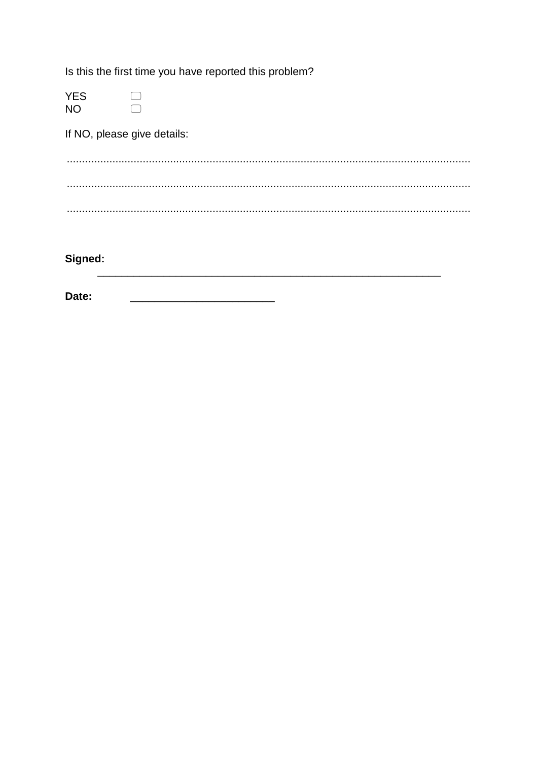Is this the first time you have reported this problem?

YES ☐
NO ☐

If NO, please give details:

.......................................................................................................................................

.......................................................................................................................................

.......................................................................................................................................

**Signed:** ____________________________________________________________

**Date:** _________________________